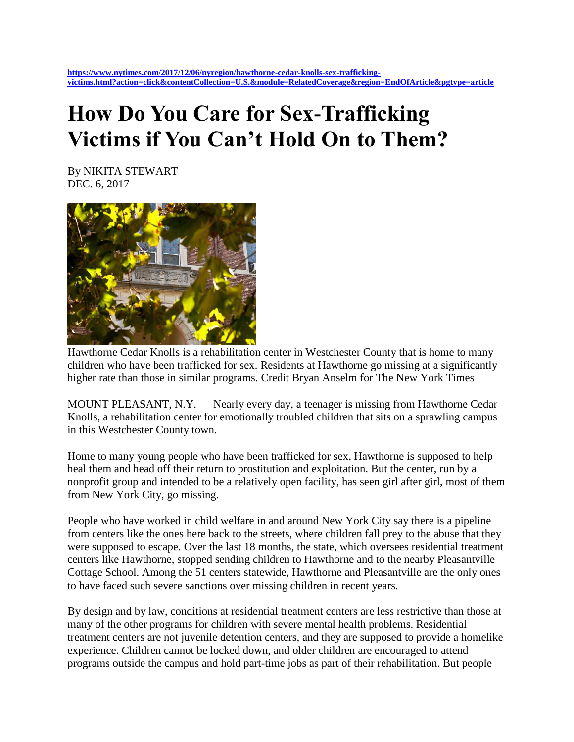https://www.nytimes.com/2017/12/06/nyregion/hawthorne-cedar-knolls-sex-trafficking-victims.html?action=click&contentCollection=U.S.&module=RelatedCoverage&region=EndOfArticle&pgtype=article

# How Do You Care for Sex-Trafficking Victims if You Can't Hold On to Them?

By NIKITA STEWART
DEC. 6, 2017

Hawthorne Cedar Knolls is a rehabilitation center in Westchester County that is home to many children who have been trafficked for sex. Residents at Hawthorne go missing at a significantly higher rate than those in similar programs. Credit Bryan Anselm for The New York Times

MOUNT PLEASANT, N.Y. — Nearly every day, a teenager is missing from Hawthorne Cedar Knolls, a rehabilitation center for emotionally troubled children that sits on a sprawling campus in this Westchester County town.

Home to many young people who have been trafficked for sex, Hawthorne is supposed to help heal them and head off their return to prostitution and exploitation. But the center, run by a nonprofit group and intended to be a relatively open facility, has seen girl after girl, most of them from New York City, go missing.

People who have worked in child welfare in and around New York City say there is a pipeline from centers like the ones here back to the streets, where children fall prey to the abuse that they were supposed to escape. Over the last 18 months, the state, which oversees residential treatment centers like Hawthorne, stopped sending children to Hawthorne and to the nearby Pleasantville Cottage School. Among the 51 centers statewide, Hawthorne and Pleasantville are the only ones to have faced such severe sanctions over missing children in recent years.

By design and by law, conditions at residential treatment centers are less restrictive than those at many of the other programs for children with severe mental health problems. Residential treatment centers are not juvenile detention centers, and they are supposed to provide a homelike experience. Children cannot be locked down, and older children are encouraged to attend programs outside the campus and hold part-time jobs as part of their rehabilitation. But people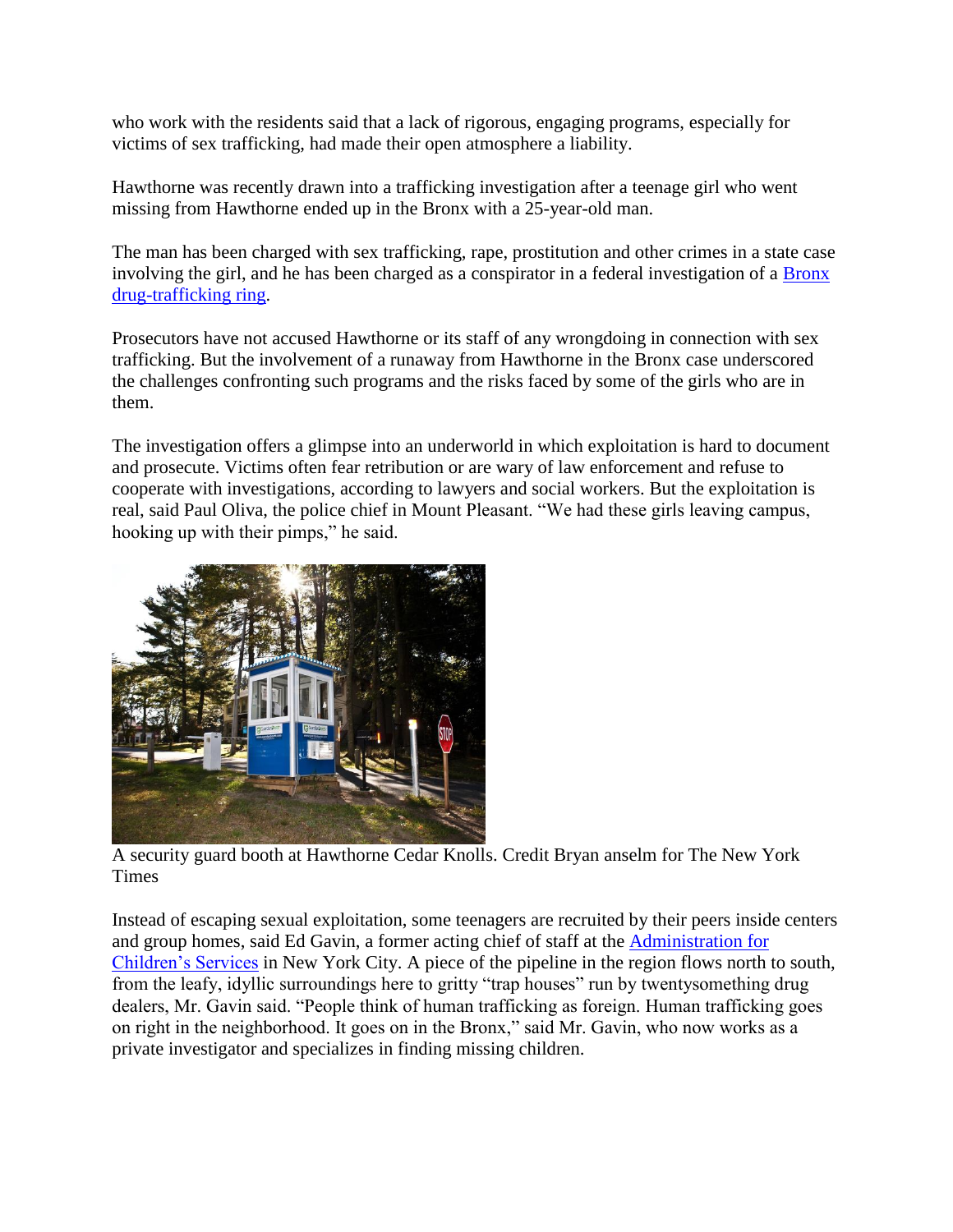who work with the residents said that a lack of rigorous, engaging programs, especially for victims of sex trafficking, had made their open atmosphere a liability.

Hawthorne was recently drawn into a trafficking investigation after a teenage girl who went missing from Hawthorne ended up in the Bronx with a 25-year-old man.

The man has been charged with sex trafficking, rape, prostitution and other crimes in a state case involving the girl, and he has been charged as a conspirator in a federal investigation of a Bronx drug-trafficking ring.

Prosecutors have not accused Hawthorne or its staff of any wrongdoing in connection with sex trafficking. But the involvement of a runaway from Hawthorne in the Bronx case underscored the challenges confronting such programs and the risks faced by some of the girls who are in them.

The investigation offers a glimpse into an underworld in which exploitation is hard to document and prosecute. Victims often fear retribution or are wary of law enforcement and refuse to cooperate with investigations, according to lawyers and social workers. But the exploitation is real, said Paul Oliva, the police chief in Mount Pleasant. "We had these girls leaving campus, hooking up with their pimps," he said.

A security guard booth at Hawthorne Cedar Knolls. Credit Bryan anselm for The New York Times

Instead of escaping sexual exploitation, some teenagers are recruited by their peers inside centers and group homes, said Ed Gavin, a former acting chief of staff at the Administration for Children's Services in New York City. A piece of the pipeline in the region flows north to south, from the leafy, idyllic surroundings here to gritty "trap houses" run by twentysomething drug dealers, Mr. Gavin said. "People think of human trafficking as foreign. Human trafficking goes on right in the neighborhood. It goes on in the Bronx," said Mr. Gavin, who now works as a private investigator and specializes in finding missing children.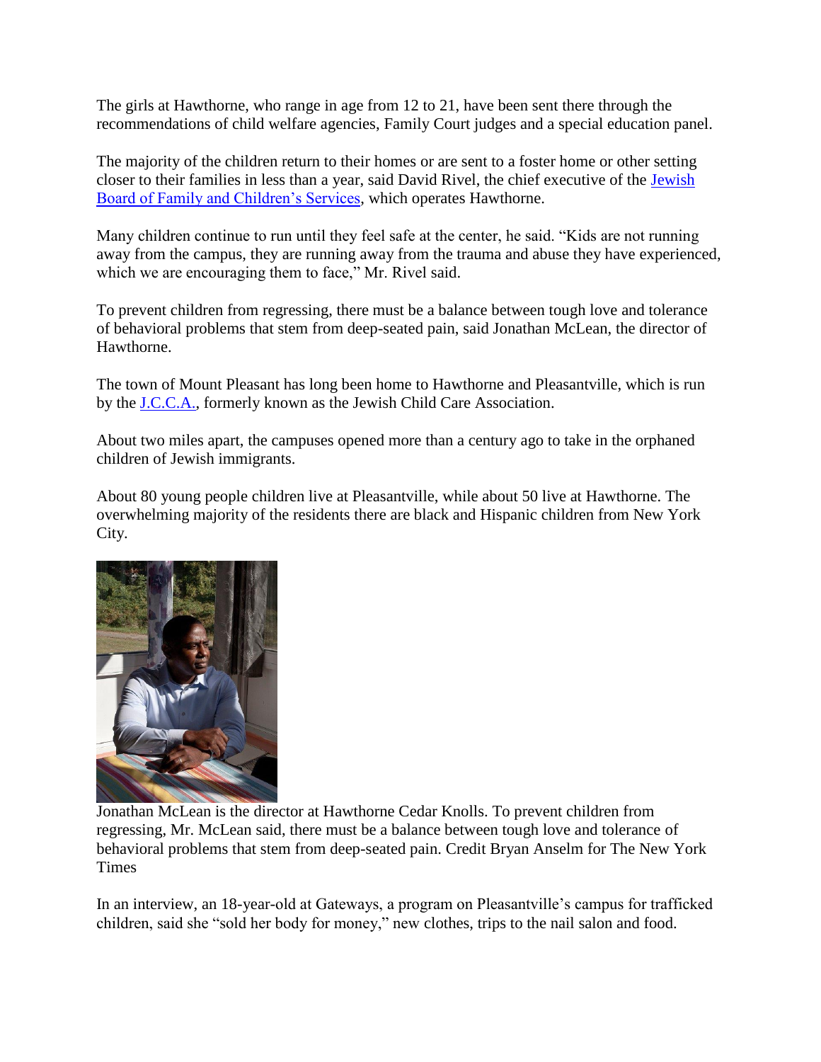The girls at Hawthorne, who range in age from 12 to 21, have been sent there through the recommendations of child welfare agencies, Family Court judges and a special education panel.

The majority of the children return to their homes or are sent to a foster home or other setting closer to their families in less than a year, said David Rivel, the chief executive of the Jewish Board of Family and Children's Services, which operates Hawthorne.

Many children continue to run until they feel safe at the center, he said. "Kids are not running away from the campus, they are running away from the trauma and abuse they have experienced, which we are encouraging them to face," Mr. Rivel said.

To prevent children from regressing, there must be a balance between tough love and tolerance of behavioral problems that stem from deep-seated pain, said Jonathan McLean, the director of Hawthorne.

The town of Mount Pleasant has long been home to Hawthorne and Pleasantville, which is run by the J.C.C.A., formerly known as the Jewish Child Care Association.

About two miles apart, the campuses opened more than a century ago to take in the orphaned children of Jewish immigrants.

About 80 young people children live at Pleasantville, while about 50 live at Hawthorne. The overwhelming majority of the residents there are black and Hispanic children from New York City.

Jonathan McLean is the director at Hawthorne Cedar Knolls. To prevent children from regressing, Mr. McLean said, there must be a balance between tough love and tolerance of behavioral problems that stem from deep-seated pain. Credit Bryan Anselm for The New York Times

In an interview, an 18-year-old at Gateways, a program on Pleasantville's campus for trafficked children, said she "sold her body for money," new clothes, trips to the nail salon and food.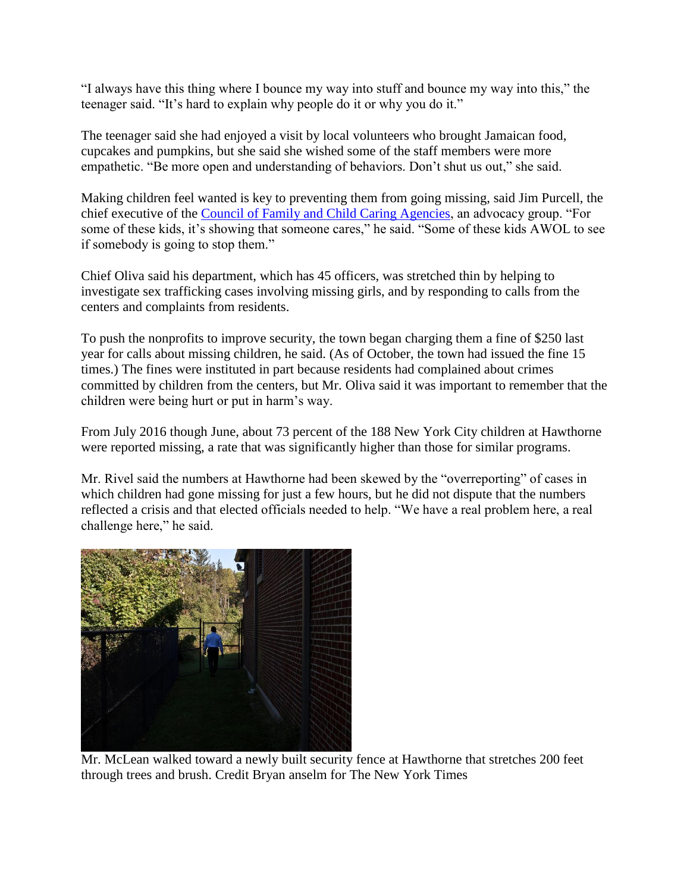"I always have this thing where I bounce my way into stuff and bounce my way into this," the teenager said. "It's hard to explain why people do it or why you do it."

The teenager said she had enjoyed a visit by local volunteers who brought Jamaican food, cupcakes and pumpkins, but she said she wished some of the staff members were more empathetic. "Be more open and understanding of behaviors. Don't shut us out," she said.

Making children feel wanted is key to preventing them from going missing, said Jim Purcell, the chief executive of the [Council of Family and Child Caring Agencies](), an advocacy group. "For some of these kids, it's showing that someone cares," he said. "Some of these kids AWOL to see if somebody is going to stop them."

Chief Oliva said his department, which has 45 officers, was stretched thin by helping to investigate sex trafficking cases involving missing girls, and by responding to calls from the centers and complaints from residents.

To push the nonprofits to improve security, the town began charging them a fine of $250 last year for calls about missing children, he said. (As of October, the town had issued the fine 15 times.) The fines were instituted in part because residents had complained about crimes committed by children from the centers, but Mr. Oliva said it was important to remember that the children were being hurt or put in harm's way.

From July 2016 though June, about 73 percent of the 188 New York City children at Hawthorne were reported missing, a rate that was significantly higher than those for similar programs.

Mr. Rivel said the numbers at Hawthorne had been skewed by the "overreporting" of cases in which children had gone missing for just a few hours, but he did not dispute that the numbers reflected a crisis and that elected officials needed to help. "We have a real problem here, a real challenge here," he said.

Mr. McLean walked toward a newly built security fence at Hawthorne that stretches 200 feet through trees and brush. Credit Bryan anselm for The New York Times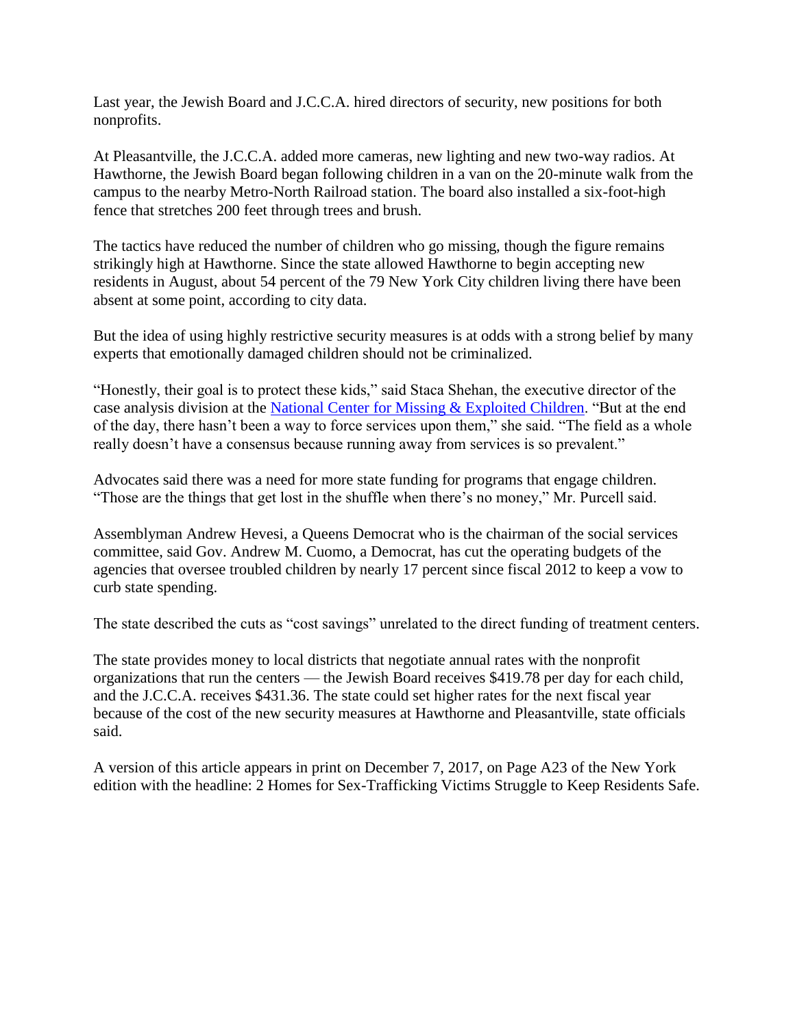Last year, the Jewish Board and J.C.C.A. hired directors of security, new positions for both nonprofits.

At Pleasantville, the J.C.C.A. added more cameras, new lighting and new two-way radios. At Hawthorne, the Jewish Board began following children in a van on the 20-minute walk from the campus to the nearby Metro-North Railroad station. The board also installed a six-foot-high fence that stretches 200 feet through trees and brush.

The tactics have reduced the number of children who go missing, though the figure remains strikingly high at Hawthorne. Since the state allowed Hawthorne to begin accepting new residents in August, about 54 percent of the 79 New York City children living there have been absent at some point, according to city data.

But the idea of using highly restrictive security measures is at odds with a strong belief by many experts that emotionally damaged children should not be criminalized.

"Honestly, their goal is to protect these kids," said Staca Shehan, the executive director of the case analysis division at the National Center for Missing & Exploited Children. "But at the end of the day, there hasn't been a way to force services upon them," she said. "The field as a whole really doesn't have a consensus because running away from services is so prevalent."

Advocates said there was a need for more state funding for programs that engage children. "Those are the things that get lost in the shuffle when there's no money," Mr. Purcell said.

Assemblyman Andrew Hevesi, a Queens Democrat who is the chairman of the social services committee, said Gov. Andrew M. Cuomo, a Democrat, has cut the operating budgets of the agencies that oversee troubled children by nearly 17 percent since fiscal 2012 to keep a vow to curb state spending.

The state described the cuts as "cost savings" unrelated to the direct funding of treatment centers.

The state provides money to local districts that negotiate annual rates with the nonprofit organizations that run the centers — the Jewish Board receives $419.78 per day for each child, and the J.C.C.A. receives $431.36. The state could set higher rates for the next fiscal year because of the cost of the new security measures at Hawthorne and Pleasantville, state officials said.

A version of this article appears in print on December 7, 2017, on Page A23 of the New York edition with the headline: 2 Homes for Sex-Trafficking Victims Struggle to Keep Residents Safe.